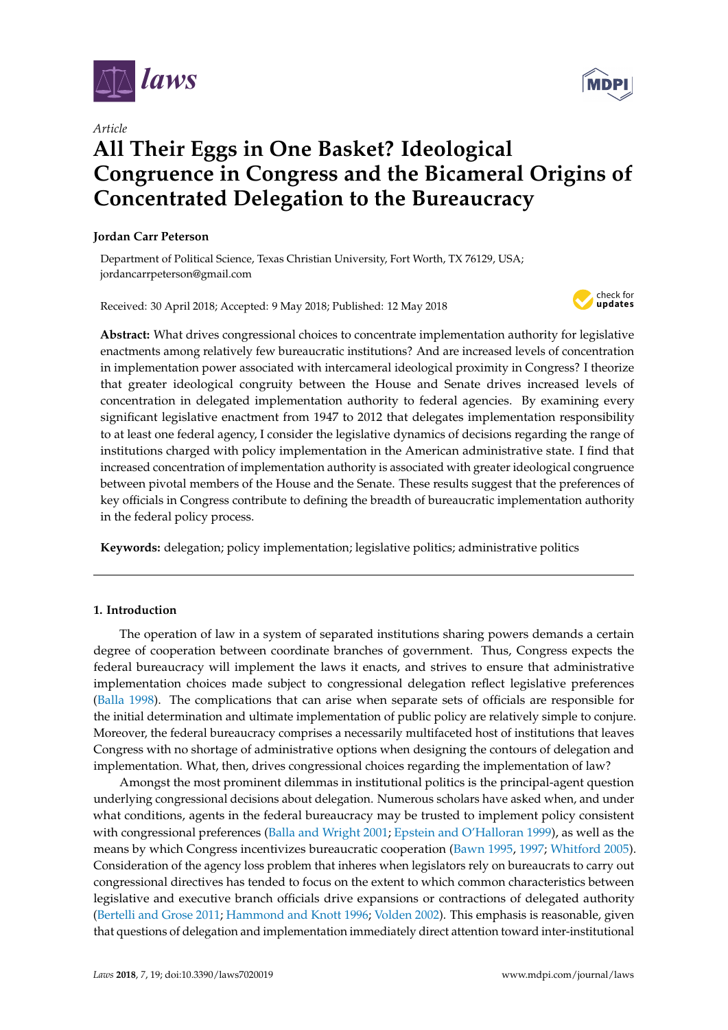*Article*

# All Their Eggs in One Basket? Ideological Congruence in Congress and the Bicameral Origins of Concentrated Delegation to the Bureaucracy

**Jordan Carr Peterson**

Department of Political Science, Texas Christian University, Fort Worth, TX 76129, USA; jordancarrpeterson@gmail.com

Received: 30 April 2018; Accepted: 9 May 2018; Published: 12 May 2018

**Abstract:** What drives congressional choices to concentrate implementation authority for legislative enactments among relatively few bureaucratic institutions? And are increased levels of concentration in implementation power associated with intercameral ideological proximity in Congress? I theorize that greater ideological congruity between the House and Senate drives increased levels of concentration in delegated implementation authority to federal agencies. By examining every significant legislative enactment from 1947 to 2012 that delegates implementation responsibility to at least one federal agency, I consider the legislative dynamics of decisions regarding the range of institutions charged with policy implementation in the American administrative state. I find that increased concentration of implementation authority is associated with greater ideological congruence between pivotal members of the House and the Senate. These results suggest that the preferences of key officials in Congress contribute to defining the breadth of bureaucratic implementation authority in the federal policy process.

**Keywords:** delegation; policy implementation; legislative politics; administrative politics

## 1. Introduction

The operation of law in a system of separated institutions sharing powers demands a certain degree of cooperation between coordinate branches of government. Thus, Congress expects the federal bureaucracy will implement the laws it enacts, and strives to ensure that administrative implementation choices made subject to congressional delegation reflect legislative preferences (Balla 1998). The complications that can arise when separate sets of officials are responsible for the initial determination and ultimate implementation of public policy are relatively simple to conjure. Moreover, the federal bureaucracy comprises a necessarily multifaceted host of institutions that leaves Congress with no shortage of administrative options when designing the contours of delegation and implementation. What, then, drives congressional choices regarding the implementation of law?

Amongst the most prominent dilemmas in institutional politics is the principal-agent question underlying congressional decisions about delegation. Numerous scholars have asked when, and under what conditions, agents in the federal bureaucracy may be trusted to implement policy consistent with congressional preferences (Balla and Wright 2001; Epstein and O'Halloran 1999), as well as the means by which Congress incentivizes bureaucratic cooperation (Bawn 1995, 1997; Whitford 2005). Consideration of the agency loss problem that inheres when legislators rely on bureaucrats to carry out congressional directives has tended to focus on the extent to which common characteristics between legislative and executive branch officials drive expansions or contractions of delegated authority (Bertelli and Grose 2011; Hammond and Knott 1996; Volden 2002). This emphasis is reasonable, given that questions of delegation and implementation immediately direct attention toward inter-institutional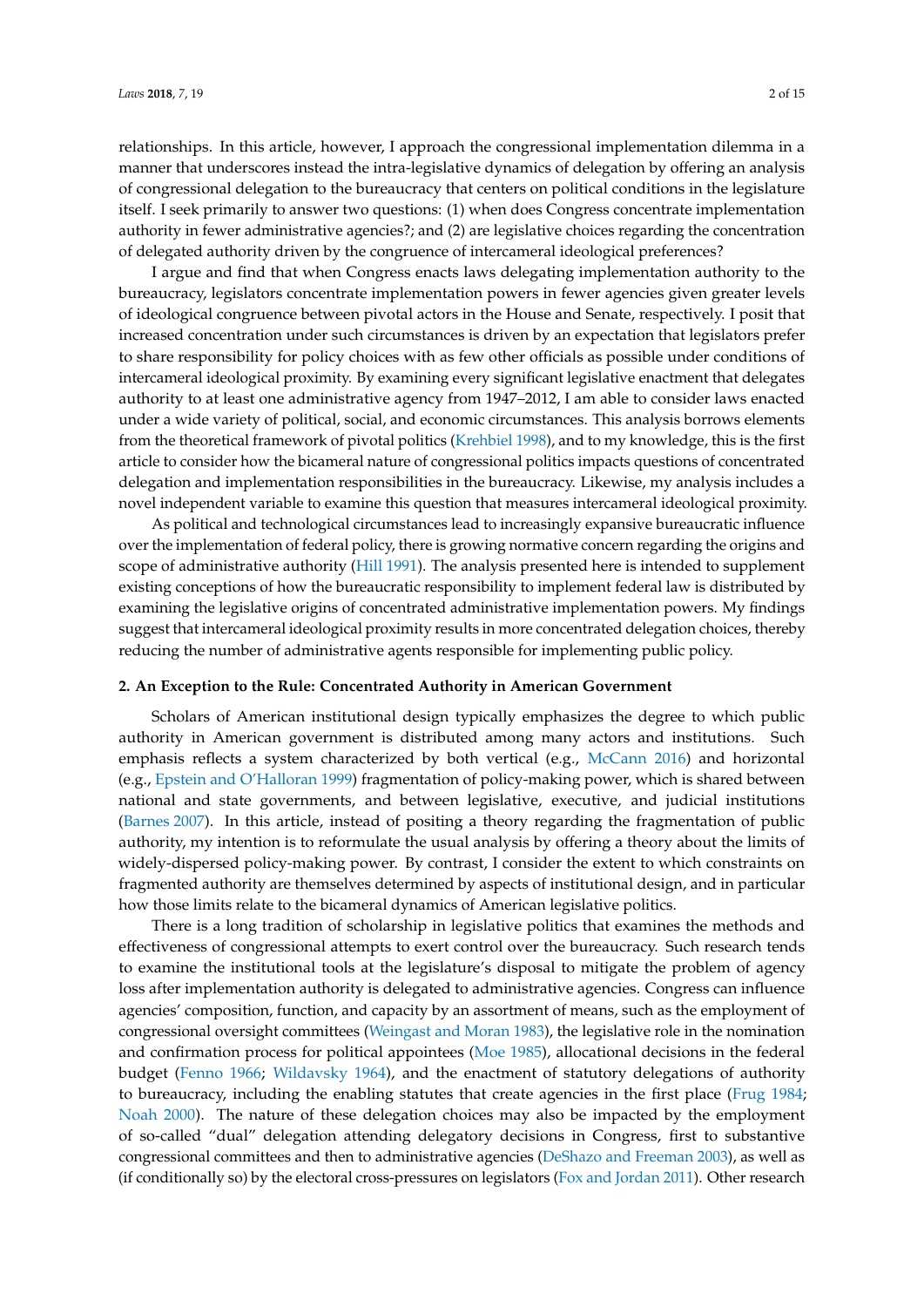relationships. In this article, however, I approach the congressional implementation dilemma in a manner that underscores instead the intra-legislative dynamics of delegation by offering an analysis of congressional delegation to the bureaucracy that centers on political conditions in the legislature itself. I seek primarily to answer two questions: (1) when does Congress concentrate implementation authority in fewer administrative agencies?; and (2) are legislative choices regarding the concentration of delegated authority driven by the congruence of intercameral ideological preferences?

I argue and find that when Congress enacts laws delegating implementation authority to the bureaucracy, legislators concentrate implementation powers in fewer agencies given greater levels of ideological congruence between pivotal actors in the House and Senate, respectively. I posit that increased concentration under such circumstances is driven by an expectation that legislators prefer to share responsibility for policy choices with as few other officials as possible under conditions of intercameral ideological proximity. By examining every significant legislative enactment that delegates authority to at least one administrative agency from 1947–2012, I am able to consider laws enacted under a wide variety of political, social, and economic circumstances. This analysis borrows elements from the theoretical framework of pivotal politics (Krehbiel 1998), and to my knowledge, this is the first article to consider how the bicameral nature of congressional politics impacts questions of concentrated delegation and implementation responsibilities in the bureaucracy. Likewise, my analysis includes a novel independent variable to examine this question that measures intercameral ideological proximity.

As political and technological circumstances lead to increasingly expansive bureaucratic influence over the implementation of federal policy, there is growing normative concern regarding the origins and scope of administrative authority (Hill 1991). The analysis presented here is intended to supplement existing conceptions of how the bureaucratic responsibility to implement federal law is distributed by examining the legislative origins of concentrated administrative implementation powers. My findings suggest that intercameral ideological proximity results in more concentrated delegation choices, thereby reducing the number of administrative agents responsible for implementing public policy.

## 2. An Exception to the Rule: Concentrated Authority in American Government

Scholars of American institutional design typically emphasize the degree to which public authority in American government is distributed among many actors and institutions. Such emphasis reflects a system characterized by both vertical (e.g., McCann 2016) and horizontal (e.g., Epstein and O'Halloran 1999) fragmentation of policy-making power, which is shared between national and state governments, and between legislative, executive, and judicial institutions (Barnes 2007). In this article, instead of positing a theory regarding the fragmentation of public authority, my intention is to reformulate the usual analysis by offering a theory about the limits of widely-dispersed policy-making power. By contrast, I consider the extent to which constraints on fragmented authority are themselves determined by aspects of institutional design, and in particular how those limits relate to the bicameral dynamics of American legislative politics.

There is a long tradition of scholarship in legislative politics that examines the methods and effectiveness of congressional attempts to exert control over the bureaucracy. Such research tends to examine the institutional tools at the legislature's disposal to mitigate the problem of agency loss after implementation authority is delegated to administrative agencies. Congress can influence agencies' composition, function, and capacity by an assortment of means, such as the employment of congressional oversight committees (Weingast and Moran 1983), the legislative role in the nomination and confirmation process for political appointees (Moe 1985), allocational decisions in the federal budget (Fenno 1966; Wildavsky 1964), and the enactment of statutory delegations of authority to bureaucracy, including the enabling statutes that create agencies in the first place (Frug 1984; Noah 2000). The nature of these delegation choices may also be impacted by the employment of so-called "dual" delegation attending delegatory decisions in Congress, first to substantive congressional committees and then to administrative agencies (DeShazo and Freeman 2003), as well as (if conditionally so) by the electoral cross-pressures on legislators (Fox and Jordan 2011). Other research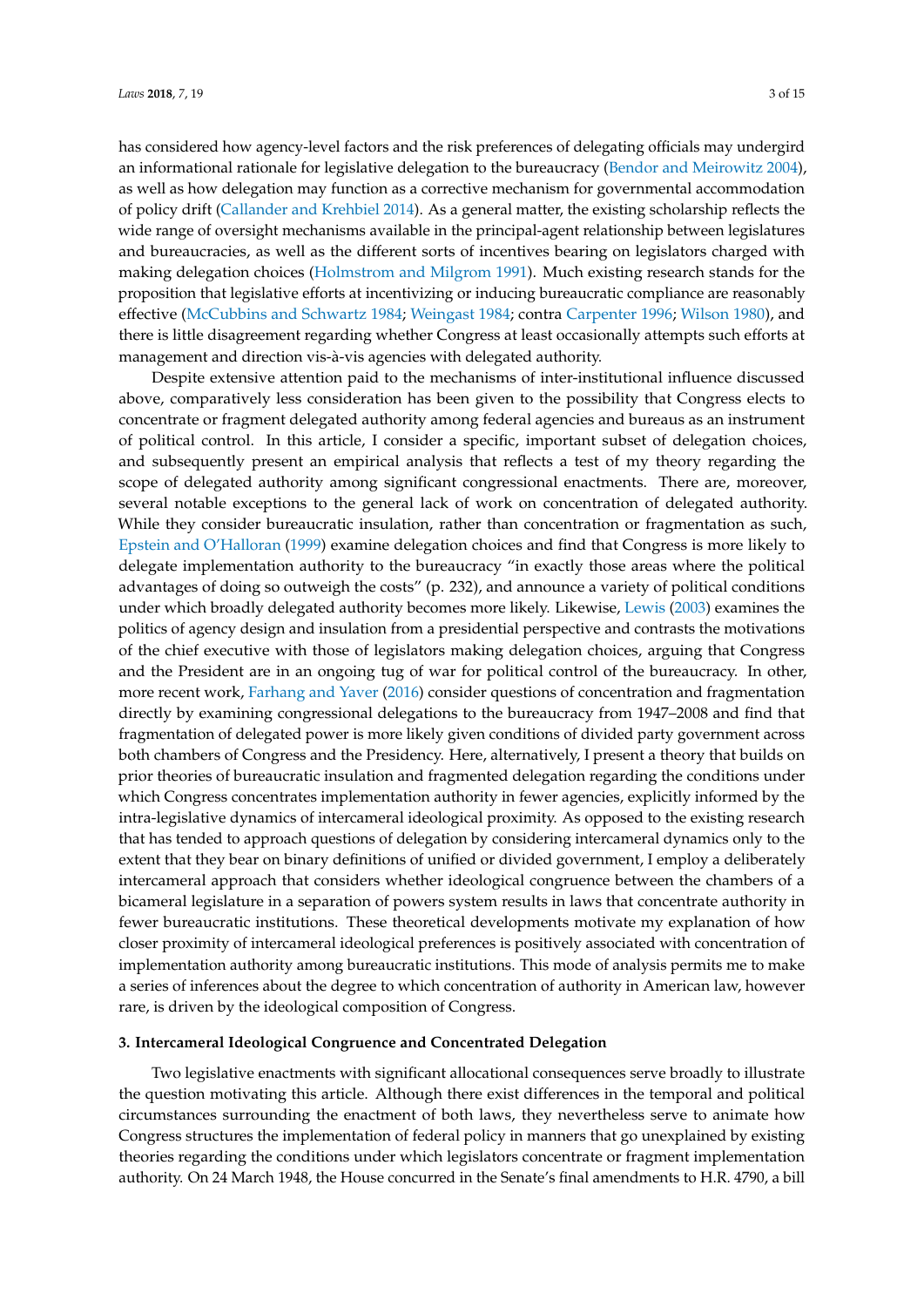has considered how agency-level factors and the risk preferences of delegating officials may undergird an informational rationale for legislative delegation to the bureaucracy (Bendor and Meirowitz 2004), as well as how delegation may function as a corrective mechanism for governmental accommodation of policy drift (Callander and Krehbiel 2014). As a general matter, the existing scholarship reflects the wide range of oversight mechanisms available in the principal-agent relationship between legislatures and bureaucracies, as well as the different sorts of incentives bearing on legislators charged with making delegation choices (Holmstrom and Milgrom 1991). Much existing research stands for the proposition that legislative efforts at incentivizing or inducing bureaucratic compliance are reasonably effective (McCubbins and Schwartz 1984; Weingast 1984; contra Carpenter 1996; Wilson 1980), and there is little disagreement regarding whether Congress at least occasionally attempts such efforts at management and direction vis-à-vis agencies with delegated authority.

Despite extensive attention paid to the mechanisms of inter-institutional influence discussed above, comparatively less consideration has been given to the possibility that Congress elects to concentrate or fragment delegated authority among federal agencies and bureaus as an instrument of political control. In this article, I consider a specific, important subset of delegation choices, and subsequently present an empirical analysis that reflects a test of my theory regarding the scope of delegated authority among significant congressional enactments. There are, moreover, several notable exceptions to the general lack of work on concentration of delegated authority. While they consider bureaucratic insulation, rather than concentration or fragmentation as such, Epstein and O'Halloran (1999) examine delegation choices and find that Congress is more likely to delegate implementation authority to the bureaucracy "in exactly those areas where the political advantages of doing so outweigh the costs" (p. 232), and announce a variety of political conditions under which broadly delegated authority becomes more likely. Likewise, Lewis (2003) examines the politics of agency design and insulation from a presidential perspective and contrasts the motivations of the chief executive with those of legislators making delegation choices, arguing that Congress and the President are in an ongoing tug of war for political control of the bureaucracy. In other, more recent work, Farhang and Yaver (2016) consider questions of concentration and fragmentation directly by examining congressional delegations to the bureaucracy from 1947–2008 and find that fragmentation of delegated power is more likely given conditions of divided party government across both chambers of Congress and the Presidency. Here, alternatively, I present a theory that builds on prior theories of bureaucratic insulation and fragmented delegation regarding the conditions under which Congress concentrates implementation authority in fewer agencies, explicitly informed by the intra-legislative dynamics of intercameral ideological proximity. As opposed to the existing research that has tended to approach questions of delegation by considering intercameral dynamics only to the extent that they bear on binary definitions of unified or divided government, I employ a deliberately intercameral approach that considers whether ideological congruence between the chambers of a bicameral legislature in a separation of powers system results in laws that concentrate authority in fewer bureaucratic institutions. These theoretical developments motivate my explanation of how closer proximity of intercameral ideological preferences is positively associated with concentration of implementation authority among bureaucratic institutions. This mode of analysis permits me to make a series of inferences about the degree to which concentration of authority in American law, however rare, is driven by the ideological composition of Congress.

### 3. Intercameral Ideological Congruence and Concentrated Delegation

Two legislative enactments with significant allocational consequences serve broadly to illustrate the question motivating this article. Although there exist differences in the temporal and political circumstances surrounding the enactment of both laws, they nevertheless serve to animate how Congress structures the implementation of federal policy in manners that go unexplained by existing theories regarding the conditions under which legislators concentrate or fragment implementation authority. On 24 March 1948, the House concurred in the Senate's final amendments to H.R. 4790, a bill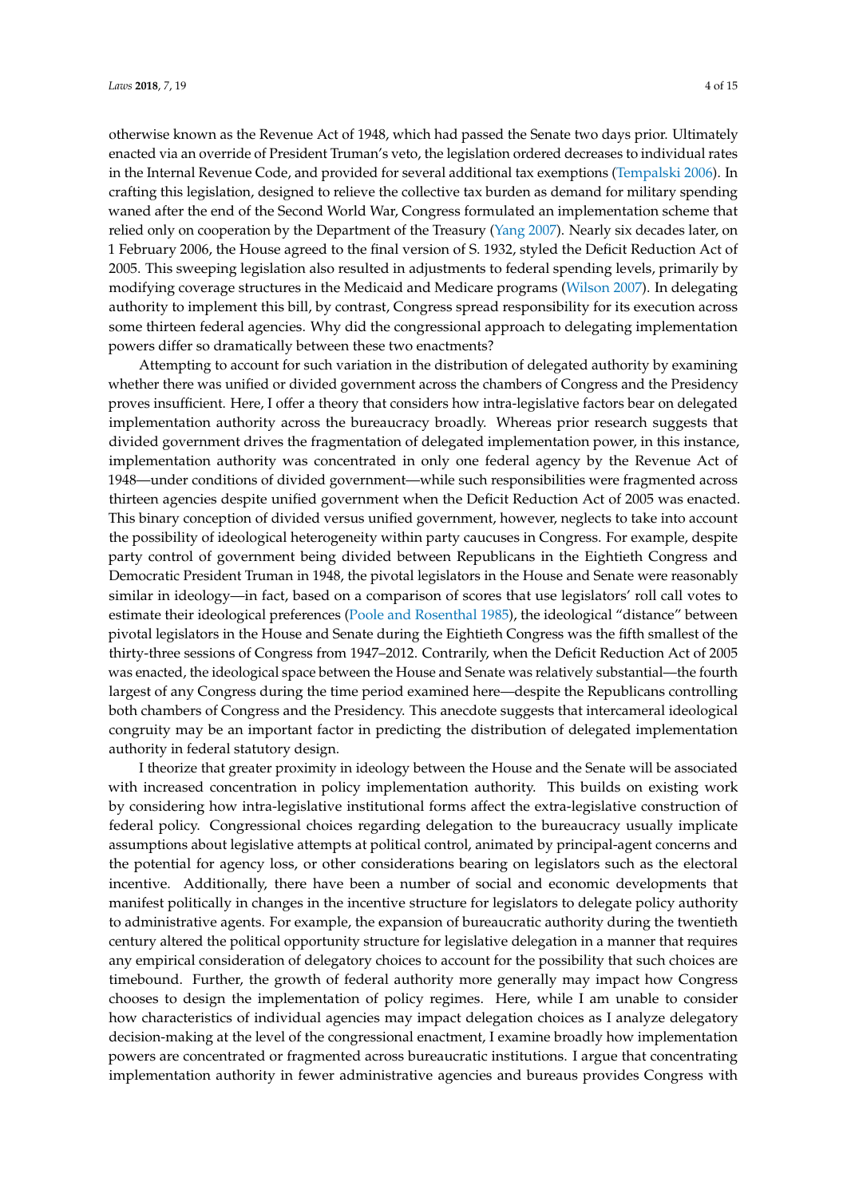otherwise known as the Revenue Act of 1948, which had passed the Senate two days prior. Ultimately enacted via an override of President Truman's veto, the legislation ordered decreases to individual rates in the Internal Revenue Code, and provided for several additional tax exemptions (Tempalski 2006). In crafting this legislation, designed to relieve the collective tax burden as demand for military spending waned after the end of the Second World War, Congress formulated an implementation scheme that relied only on cooperation by the Department of the Treasury (Yang 2007). Nearly six decades later, on 1 February 2006, the House agreed to the final version of S. 1932, styled the Deficit Reduction Act of 2005. This sweeping legislation also resulted in adjustments to federal spending levels, primarily by modifying coverage structures in the Medicaid and Medicare programs (Wilson 2007). In delegating authority to implement this bill, by contrast, Congress spread responsibility for its execution across some thirteen federal agencies. Why did the congressional approach to delegating implementation powers differ so dramatically between these two enactments?

Attempting to account for such variation in the distribution of delegated authority by examining whether there was unified or divided government across the chambers of Congress and the Presidency proves insufficient. Here, I offer a theory that considers how intra-legislative factors bear on delegated implementation authority across the bureaucracy broadly. Whereas prior research suggests that divided government drives the fragmentation of delegated implementation power, in this instance, implementation authority was concentrated in only one federal agency by the Revenue Act of 1948—under conditions of divided government—while such responsibilities were fragmented across thirteen agencies despite unified government when the Deficit Reduction Act of 2005 was enacted. This binary conception of divided versus unified government, however, neglects to take into account the possibility of ideological heterogeneity within party caucuses in Congress. For example, despite party control of government being divided between Republicans in the Eightieth Congress and Democratic President Truman in 1948, the pivotal legislators in the House and Senate were reasonably similar in ideology—in fact, based on a comparison of scores that use legislators' roll call votes to estimate their ideological preferences (Poole and Rosenthal 1985), the ideological "distance" between pivotal legislators in the House and Senate during the Eightieth Congress was the fifth smallest of the thirty-three sessions of Congress from 1947–2012. Contrarily, when the Deficit Reduction Act of 2005 was enacted, the ideological space between the House and Senate was relatively substantial—the fourth largest of any Congress during the time period examined here—despite the Republicans controlling both chambers of Congress and the Presidency. This anecdote suggests that intercameral ideological congruity may be an important factor in predicting the distribution of delegated implementation authority in federal statutory design.

I theorize that greater proximity in ideology between the House and the Senate will be associated with increased concentration in policy implementation authority. This builds on existing work by considering how intra-legislative institutional forms affect the extra-legislative construction of federal policy. Congressional choices regarding delegation to the bureaucracy usually implicate assumptions about legislative attempts at political control, animated by principal-agent concerns and the potential for agency loss, or other considerations bearing on legislators such as the electoral incentive. Additionally, there have been a number of social and economic developments that manifest politically in changes in the incentive structure for legislators to delegate policy authority to administrative agents. For example, the expansion of bureaucratic authority during the twentieth century altered the political opportunity structure for legislative delegation in a manner that requires any empirical consideration of delegatory choices to account for the possibility that such choices are timebound. Further, the growth of federal authority more generally may impact how Congress chooses to design the implementation of policy regimes. Here, while I am unable to consider how characteristics of individual agencies may impact delegation choices as I analyze delegatory decision-making at the level of the congressional enactment, I examine broadly how implementation powers are concentrated or fragmented across bureaucratic institutions. I argue that concentrating implementation authority in fewer administrative agencies and bureaus provides Congress with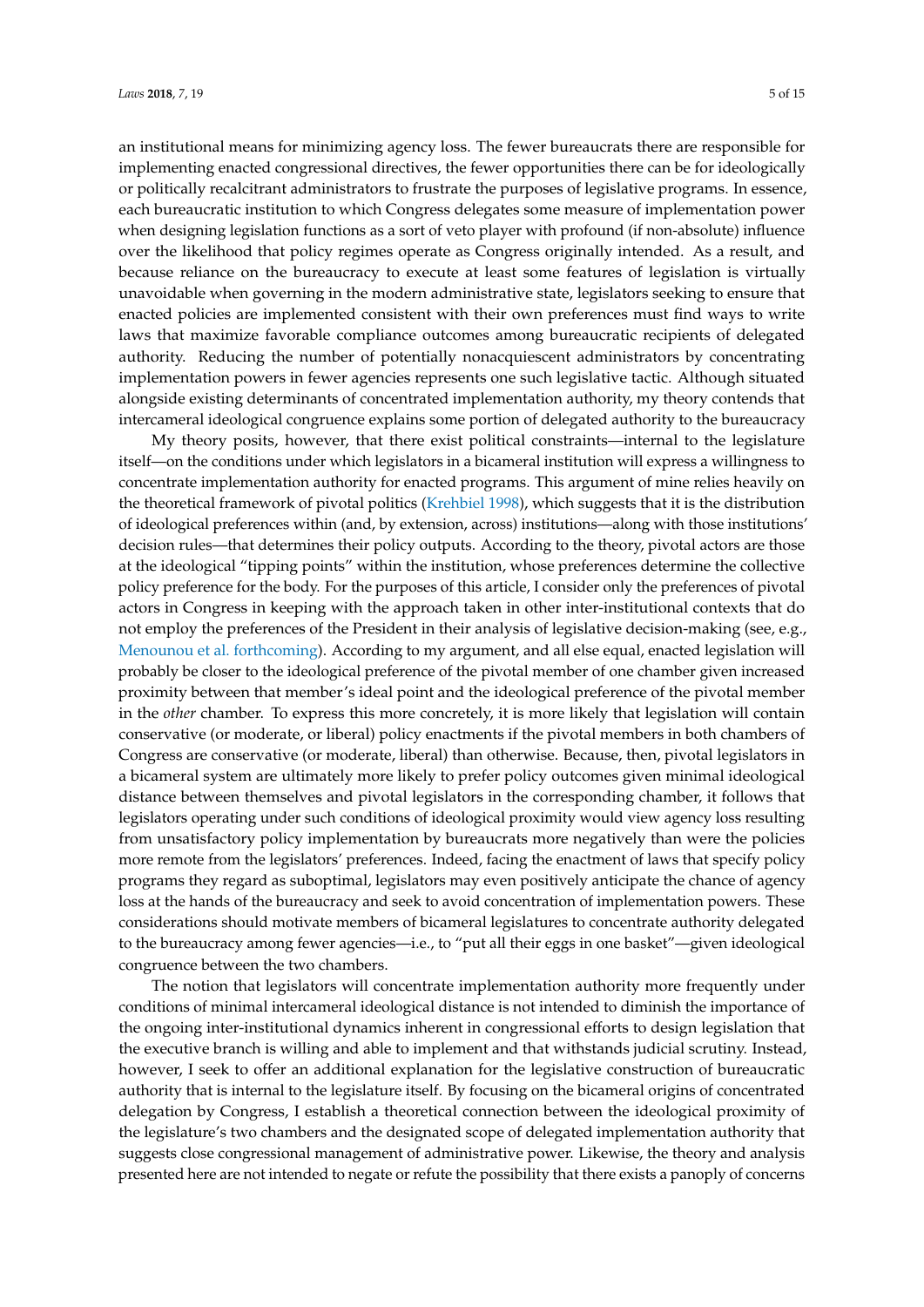an institutional means for minimizing agency loss. The fewer bureaucrats there are responsible for implementing enacted congressional directives, the fewer opportunities there can be for ideologically or politically recalcitrant administrators to frustrate the purposes of legislative programs. In essence, each bureaucratic institution to which Congress delegates some measure of implementation power when designing legislation functions as a sort of veto player with profound (if non-absolute) influence over the likelihood that policy regimes operate as Congress originally intended. As a result, and because reliance on the bureaucracy to execute at least some features of legislation is virtually unavoidable when governing in the modern administrative state, legislators seeking to ensure that enacted policies are implemented consistent with their own preferences must find ways to write laws that maximize favorable compliance outcomes among bureaucratic recipients of delegated authority. Reducing the number of potentially nonacquiescent administrators by concentrating implementation powers in fewer agencies represents one such legislative tactic. Although situated alongside existing determinants of concentrated implementation authority, my theory contends that intercameral ideological congruence explains some portion of delegated authority to the bureaucracy

My theory posits, however, that there exist political constraints—internal to the legislature itself—on the conditions under which legislators in a bicameral institution will express a willingness to concentrate implementation authority for enacted programs. This argument of mine relies heavily on the theoretical framework of pivotal politics (Krehbiel 1998), which suggests that it is the distribution of ideological preferences within (and, by extension, across) institutions—along with those institutions' decision rules—that determines their policy outputs. According to the theory, pivotal actors are those at the ideological "tipping points" within the institution, whose preferences determine the collective policy preference for the body. For the purposes of this article, I consider only the preferences of pivotal actors in Congress in keeping with the approach taken in other inter-institutional contexts that do not employ the preferences of the President in their analysis of legislative decision-making (see, e.g., Menounou et al. forthcoming). According to my argument, and all else equal, enacted legislation will probably be closer to the ideological preference of the pivotal member of one chamber given increased proximity between that member's ideal point and the ideological preference of the pivotal member in the *other* chamber. To express this more concretely, it is more likely that legislation will contain conservative (or moderate, or liberal) policy enactments if the pivotal members in both chambers of Congress are conservative (or moderate, liberal) than otherwise. Because, then, pivotal legislators in a bicameral system are ultimately more likely to prefer policy outcomes given minimal ideological distance between themselves and pivotal legislators in the corresponding chamber, it follows that legislators operating under such conditions of ideological proximity would view agency loss resulting from unsatisfactory policy implementation by bureaucrats more negatively than were the policies more remote from the legislators' preferences. Indeed, facing the enactment of laws that specify policy programs they regard as suboptimal, legislators may even positively anticipate the chance of agency loss at the hands of the bureaucracy and seek to avoid concentration of implementation powers. These considerations should motivate members of bicameral legislatures to concentrate authority delegated to the bureaucracy among fewer agencies—i.e., to "put all their eggs in one basket"—given ideological congruence between the two chambers.

The notion that legislators will concentrate implementation authority more frequently under conditions of minimal intercameral ideological distance is not intended to diminish the importance of the ongoing inter-institutional dynamics inherent in congressional efforts to design legislation that the executive branch is willing and able to implement and that withstands judicial scrutiny. Instead, however, I seek to offer an additional explanation for the legislative construction of bureaucratic authority that is internal to the legislature itself. By focusing on the bicameral origins of concentrated delegation by Congress, I establish a theoretical connection between the ideological proximity of the legislature's two chambers and the designated scope of delegated implementation authority that suggests close congressional management of administrative power. Likewise, the theory and analysis presented here are not intended to negate or refute the possibility that there exists a panoply of concerns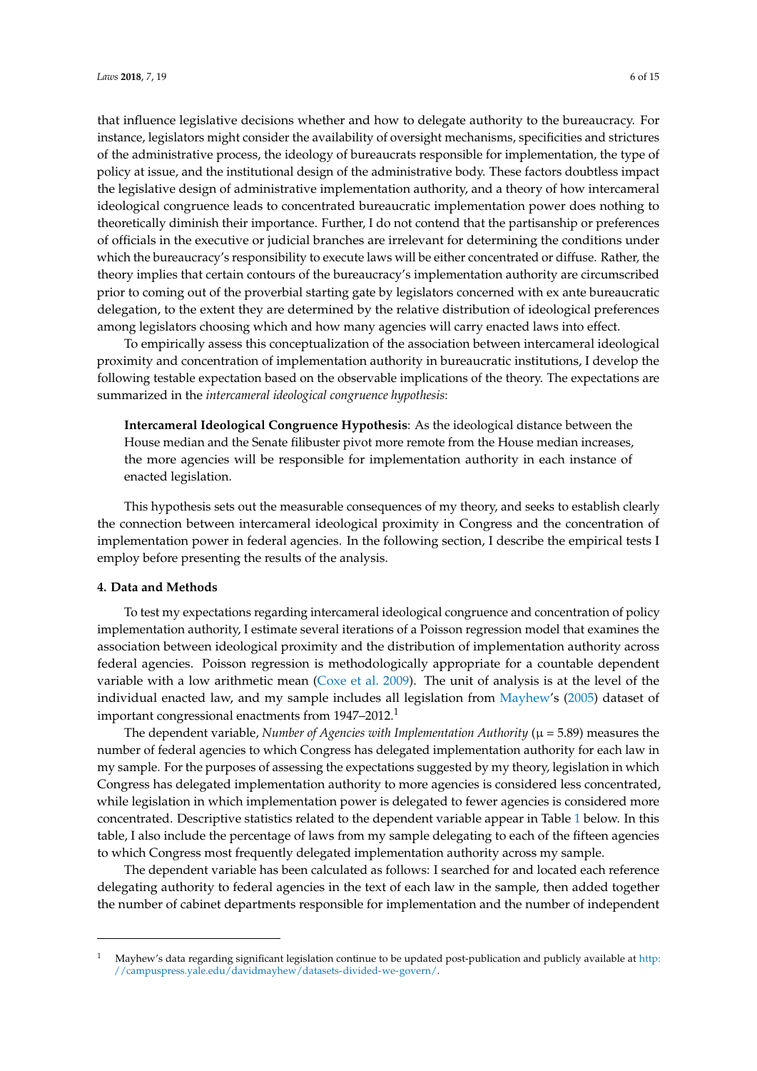that influence legislative decisions whether and how to delegate authority to the bureaucracy. For instance, legislators might consider the availability of oversight mechanisms, specificities and strictures of the administrative process, the ideology of bureaucrats responsible for implementation, the type of policy at issue, and the institutional design of the administrative body. These factors doubtless impact the legislative design of administrative implementation authority, and a theory of how intercameral ideological congruence leads to concentrated bureaucratic implementation power does nothing to theoretically diminish their importance. Further, I do not contend that the partisanship or preferences of officials in the executive or judicial branches are irrelevant for determining the conditions under which the bureaucracy's responsibility to execute laws will be either concentrated or diffuse. Rather, the theory implies that certain contours of the bureaucracy's implementation authority are circumscribed prior to coming out of the proverbial starting gate by legislators concerned with ex ante bureaucratic delegation, to the extent they are determined by the relative distribution of ideological preferences among legislators choosing which and how many agencies will carry enacted laws into effect.

To empirically assess this conceptualization of the association between intercameral ideological proximity and concentration of implementation authority in bureaucratic institutions, I develop the following testable expectation based on the observable implications of the theory. The expectations are summarized in the *intercameral ideological congruence hypothesis*:

> **Intercameral Ideological Congruence Hypothesis**: As the ideological distance between the House median and the Senate filibuster pivot more remote from the House median increases, the more agencies will be responsible for implementation authority in each instance of enacted legislation.

This hypothesis sets out the measurable consequences of my theory, and seeks to establish clearly the connection between intercameral ideological proximity in Congress and the concentration of implementation power in federal agencies. In the following section, I describe the empirical tests I employ before presenting the results of the analysis.

## 4. Data and Methods

To test my expectations regarding intercameral ideological congruence and concentration of policy implementation authority, I estimate several iterations of a Poisson regression model that examines the association between ideological proximity and the distribution of implementation authority across federal agencies. Poisson regression is methodologically appropriate for a countable dependent variable with a low arithmetic mean (Coxe et al. 2009). The unit of analysis is at the level of the individual enacted law, and my sample includes all legislation from Mayhew's (2005) dataset of important congressional enactments from 1947–2012.[1]

The dependent variable, *Number of Agencies with Implementation Authority* ($\mu = 5.89$) measures the number of federal agencies to which Congress has delegated implementation authority for each law in my sample. For the purposes of assessing the expectations suggested by my theory, legislation in which Congress has delegated implementation authority to more agencies is considered less concentrated, while legislation in which implementation power is delegated to fewer agencies is considered more concentrated. Descriptive statistics related to the dependent variable appear in Table 1 below. In this table, I also include the percentage of laws from my sample delegating to each of the fifteen agencies to which Congress most frequently delegated implementation authority across my sample.

The dependent variable has been calculated as follows: I searched for and located each reference delegating authority to federal agencies in the text of each law in the sample, then added together the number of cabinet departments responsible for implementation and the number of independent

[1] Mayhew's data regarding significant legislation continue to be updated post-publication and publicly available at http://campuspress.yale.edu/davidmayhew/datasets-divided-we-govern/.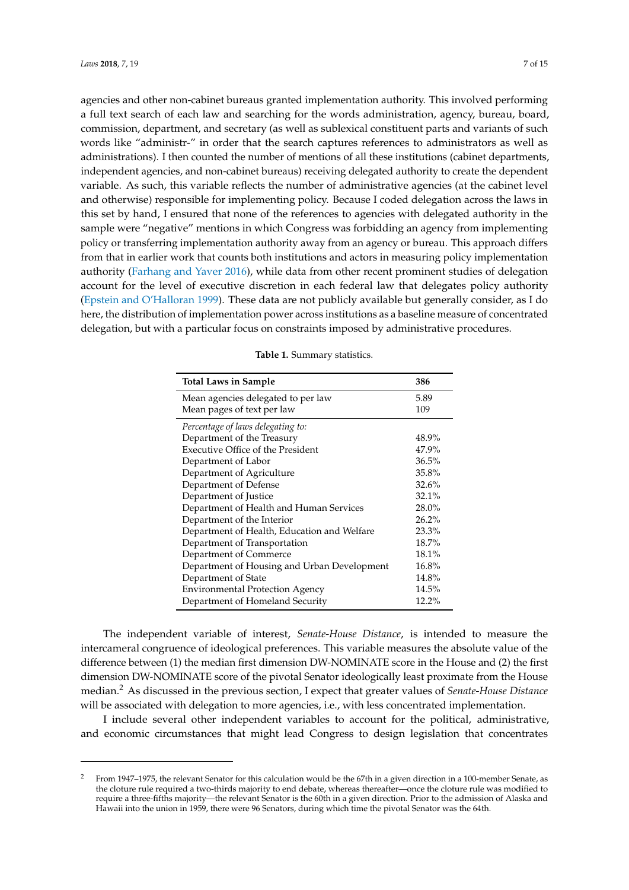agencies and other non-cabinet bureaus granted implementation authority. This involved performing a full text search of each law and searching for the words administration, agency, bureau, board, commission, department, and secretary (as well as sublexical constituent parts and variants of such words like "administr-" in order that the search captures references to administrators as well as administrations). I then counted the number of mentions of all these institutions (cabinet departments, independent agencies, and non-cabinet bureaus) receiving delegated authority to create the dependent variable. As such, this variable reflects the number of administrative agencies (at the cabinet level and otherwise) responsible for implementing policy. Because I coded delegation across the laws in this set by hand, I ensured that none of the references to agencies with delegated authority in the sample were "negative" mentions in which Congress was forbidding an agency from implementing policy or transferring implementation authority away from an agency or bureau. This approach differs from that in earlier work that counts both institutions and actors in measuring policy implementation authority (Farhang and Yaver 2016), while data from other recent prominent studies of delegation account for the level of executive discretion in each federal law that delegates policy authority (Epstein and O'Halloran 1999). These data are not publicly available but generally consider, as I do here, the distribution of implementation power across institutions as a baseline measure of concentrated delegation, but with a particular focus on constraints imposed by administrative procedures.

**Table 1.** Summary statistics.

| **Total Laws in Sample** | **386** |
|---|---|
| Mean agencies delegated to per law | 5.89 |
| Mean pages of text per law | 109 |
| *Percentage of laws delegating to:* | |
| Department of the Treasury | 48.9% |
| Executive Office of the President | 47.9% |
| Department of Labor | 36.5% |
| Department of Agriculture | 35.8% |
| Department of Defense | 32.6% |
| Department of Justice | 32.1% |
| Department of Health and Human Services | 28.0% |
| Department of the Interior | 26.2% |
| Department of Health, Education and Welfare | 23.3% |
| Department of Transportation | 18.7% |
| Department of Commerce | 18.1% |
| Department of Housing and Urban Development | 16.8% |
| Department of State | 14.8% |
| Environmental Protection Agency | 14.5% |
| Department of Homeland Security | 12.2% |

The independent variable of interest, *Senate-House Distance*, is intended to measure the intercameral congruence of ideological preferences. This variable measures the absolute value of the difference between (1) the median first dimension DW-NOMINATE score in the House and (2) the first dimension DW-NOMINATE score of the pivotal Senator ideologically least proximate from the House median.[2] As discussed in the previous section, I expect that greater values of *Senate-House Distance* will be associated with delegation to more agencies, i.e., with less concentrated implementation.

I include several other independent variables to account for the political, administrative, and economic circumstances that might lead Congress to design legislation that concentrates

---

[2] From 1947–1975, the relevant Senator for this calculation would be the 67th in a given direction in a 100-member Senate, as the cloture rule required a two-thirds majority to end debate, whereas thereafter—once the cloture rule was modified to require a three-fifths majority—the relevant Senator is the 60th in a given direction. Prior to the admission of Alaska and Hawaii into the union in 1959, there were 96 Senators, during which time the pivotal Senator was the 64th.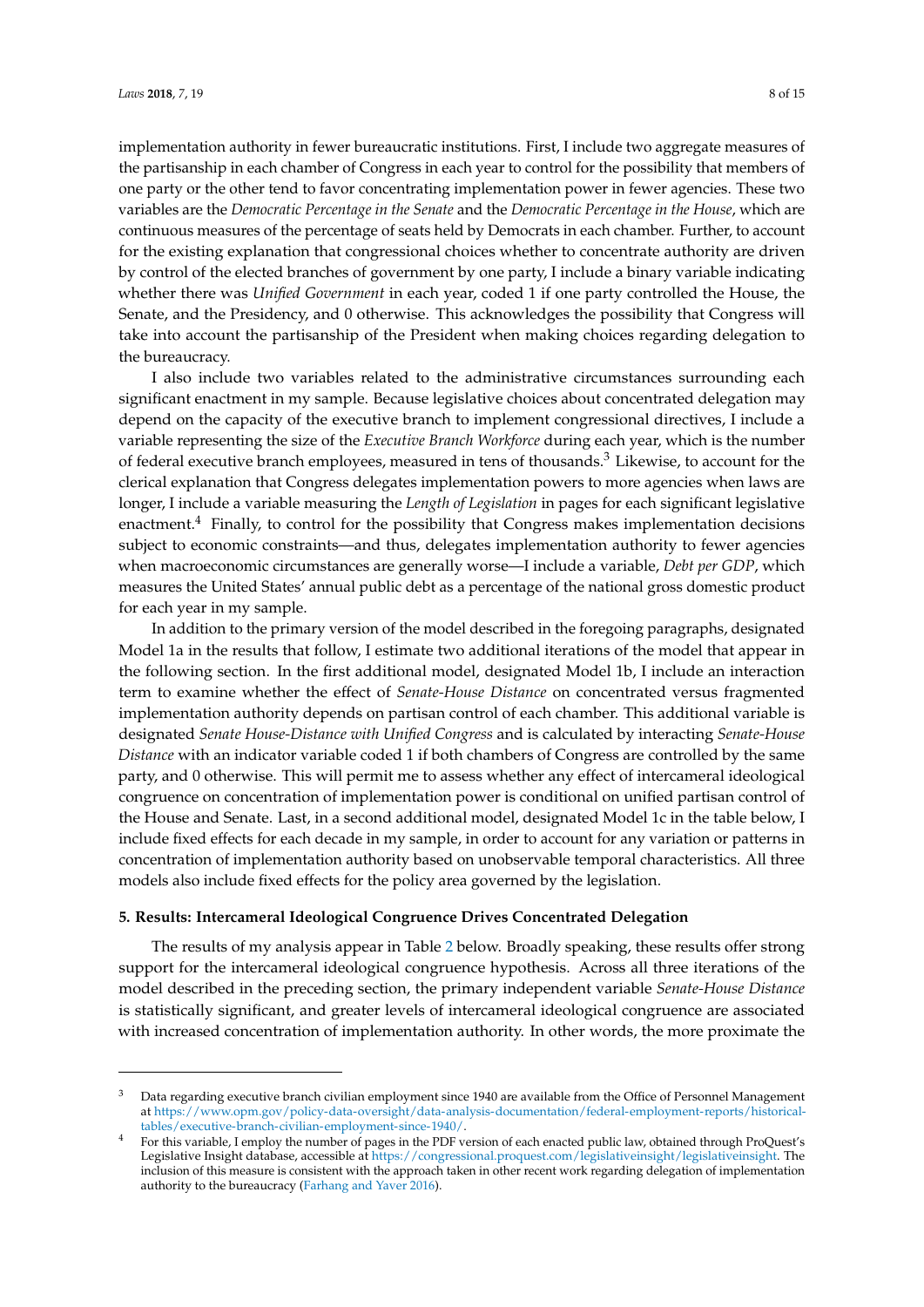implementation authority in fewer bureaucratic institutions. First, I include two aggregate measures of the partisanship in each chamber of Congress in each year to control for the possibility that members of one party or the other tend to favor concentrating implementation power in fewer agencies. These two variables are the *Democratic Percentage in the Senate* and the *Democratic Percentage in the House*, which are continuous measures of the percentage of seats held by Democrats in each chamber. Further, to account for the existing explanation that congressional choices whether to concentrate authority are driven by control of the elected branches of government by one party, I include a binary variable indicating whether there was *Unified Government* in each year, coded 1 if one party controlled the House, the Senate, and the Presidency, and 0 otherwise. This acknowledges the possibility that Congress will take into account the partisanship of the President when making choices regarding delegation to the bureaucracy.

I also include two variables related to the administrative circumstances surrounding each significant enactment in my sample. Because legislative choices about concentrated delegation may depend on the capacity of the executive branch to implement congressional directives, I include a variable representing the size of the *Executive Branch Workforce* during each year, which is the number of federal executive branch employees, measured in tens of thousands.[3] Likewise, to account for the clerical explanation that Congress delegates implementation powers to more agencies when laws are longer, I include a variable measuring the *Length of Legislation* in pages for each significant legislative enactment.[4] Finally, to control for the possibility that Congress makes implementation decisions subject to economic constraints—and thus, delegates implementation authority to fewer agencies when macroeconomic circumstances are generally worse—I include a variable, *Debt per GDP*, which measures the United States' annual public debt as a percentage of the national gross domestic product for each year in my sample.

In addition to the primary version of the model described in the foregoing paragraphs, designated Model 1a in the results that follow, I estimate two additional iterations of the model that appear in the following section. In the first additional model, designated Model 1b, I include an interaction term to examine whether the effect of *Senate-House Distance* on concentrated versus fragmented implementation authority depends on partisan control of each chamber. This additional variable is designated *Senate House-Distance with Unified Congress* and is calculated by interacting *Senate-House Distance* with an indicator variable coded 1 if both chambers of Congress are controlled by the same party, and 0 otherwise. This will permit me to assess whether any effect of intercameral ideological congruence on concentration of implementation power is conditional on unified partisan control of the House and Senate. Last, in a second additional model, designated Model 1c in the table below, I include fixed effects for each decade in my sample, in order to account for any variation or patterns in concentration of implementation authority based on unobservable temporal characteristics. All three models also include fixed effects for the policy area governed by the legislation.

### 5. Results: Intercameral Ideological Congruence Drives Concentrated Delegation

The results of my analysis appear in Table 2 below. Broadly speaking, these results offer strong support for the intercameral ideological congruence hypothesis. Across all three iterations of the model described in the preceding section, the primary independent variable *Senate-House Distance* is statistically significant, and greater levels of intercameral ideological congruence are associated with increased concentration of implementation authority. In other words, the more proximate the

---

[3] Data regarding executive branch civilian employment since 1940 are available from the Office of Personnel Management at https://www.opm.gov/policy-data-oversight/data-analysis-documentation/federal-employment-reports/historical-tables/executive-branch-civilian-employment-since-1940/.

[4] For this variable, I employ the number of pages in the PDF version of each enacted public law, obtained through ProQuest's Legislative Insight database, accessible at https://congressional.proquest.com/legislativeinsight/legislativeinsight. The inclusion of this measure is consistent with the approach taken in other recent work regarding delegation of implementation authority to the bureaucracy (Farhang and Yaver 2016).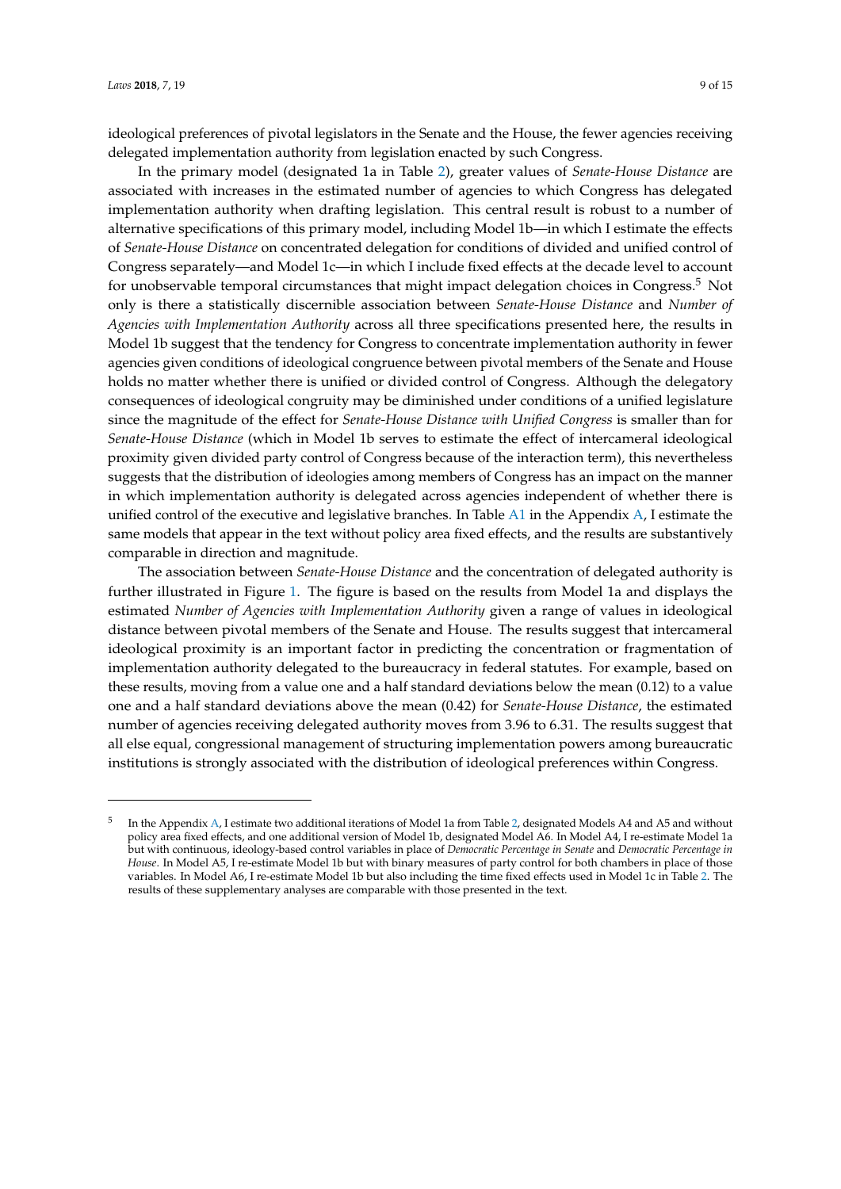ideological preferences of pivotal legislators in the Senate and the House, the fewer agencies receiving delegated implementation authority from legislation enacted by such Congress.

In the primary model (designated 1a in Table 2), greater values of *Senate-House Distance* are associated with increases in the estimated number of agencies to which Congress has delegated implementation authority when drafting legislation. This central result is robust to a number of alternative specifications of this primary model, including Model 1b—in which I estimate the effects of *Senate-House Distance* on concentrated delegation for conditions of divided and unified control of Congress separately—and Model 1c—in which I include fixed effects at the decade level to account for unobservable temporal circumstances that might impact delegation choices in Congress.[5] Not only is there a statistically discernible association between *Senate-House Distance* and *Number of Agencies with Implementation Authority* across all three specifications presented here, the results in Model 1b suggest that the tendency for Congress to concentrate implementation authority in fewer agencies given conditions of ideological congruence between pivotal members of the Senate and House holds no matter whether there is unified or divided control of Congress. Although the delegatory consequences of ideological congruity may be diminished under conditions of a unified legislature since the magnitude of the effect for *Senate-House Distance with Unified Congress* is smaller than for *Senate-House Distance* (which in Model 1b serves to estimate the effect of intercameral ideological proximity given divided party control of Congress because of the interaction term), this nevertheless suggests that the distribution of ideologies among members of Congress has an impact on the manner in which implementation authority is delegated across agencies independent of whether there is unified control of the executive and legislative branches. In Table A1 in the Appendix A, I estimate the same models that appear in the text without policy area fixed effects, and the results are substantively comparable in direction and magnitude.

The association between *Senate-House Distance* and the concentration of delegated authority is further illustrated in Figure 1. The figure is based on the results from Model 1a and displays the estimated *Number of Agencies with Implementation Authority* given a range of values in ideological distance between pivotal members of the Senate and House. The results suggest that intercameral ideological proximity is an important factor in predicting the concentration or fragmentation of implementation authority delegated to the bureaucracy in federal statutes. For example, based on these results, moving from a value one and a half standard deviations below the mean (0.12) to a value one and a half standard deviations above the mean (0.42) for *Senate-House Distance*, the estimated number of agencies receiving delegated authority moves from 3.96 to 6.31. The results suggest that all else equal, congressional management of structuring implementation powers among bureaucratic institutions is strongly associated with the distribution of ideological preferences within Congress.

---

[5] In the Appendix A, I estimate two additional iterations of Model 1a from Table 2, designated Models A4 and A5 and without policy area fixed effects, and one additional version of Model 1b, designated Model A6. In Model A4, I re-estimate Model 1a but with continuous, ideology-based control variables in place of *Democratic Percentage in Senate* and *Democratic Percentage in House*. In Model A5, I re-estimate Model 1b but with binary measures of party control for both chambers in place of those variables. In Model A6, I re-estimate Model 1b but also including the time fixed effects used in Model 1c in Table 2. The results of these supplementary analyses are comparable with those presented in the text.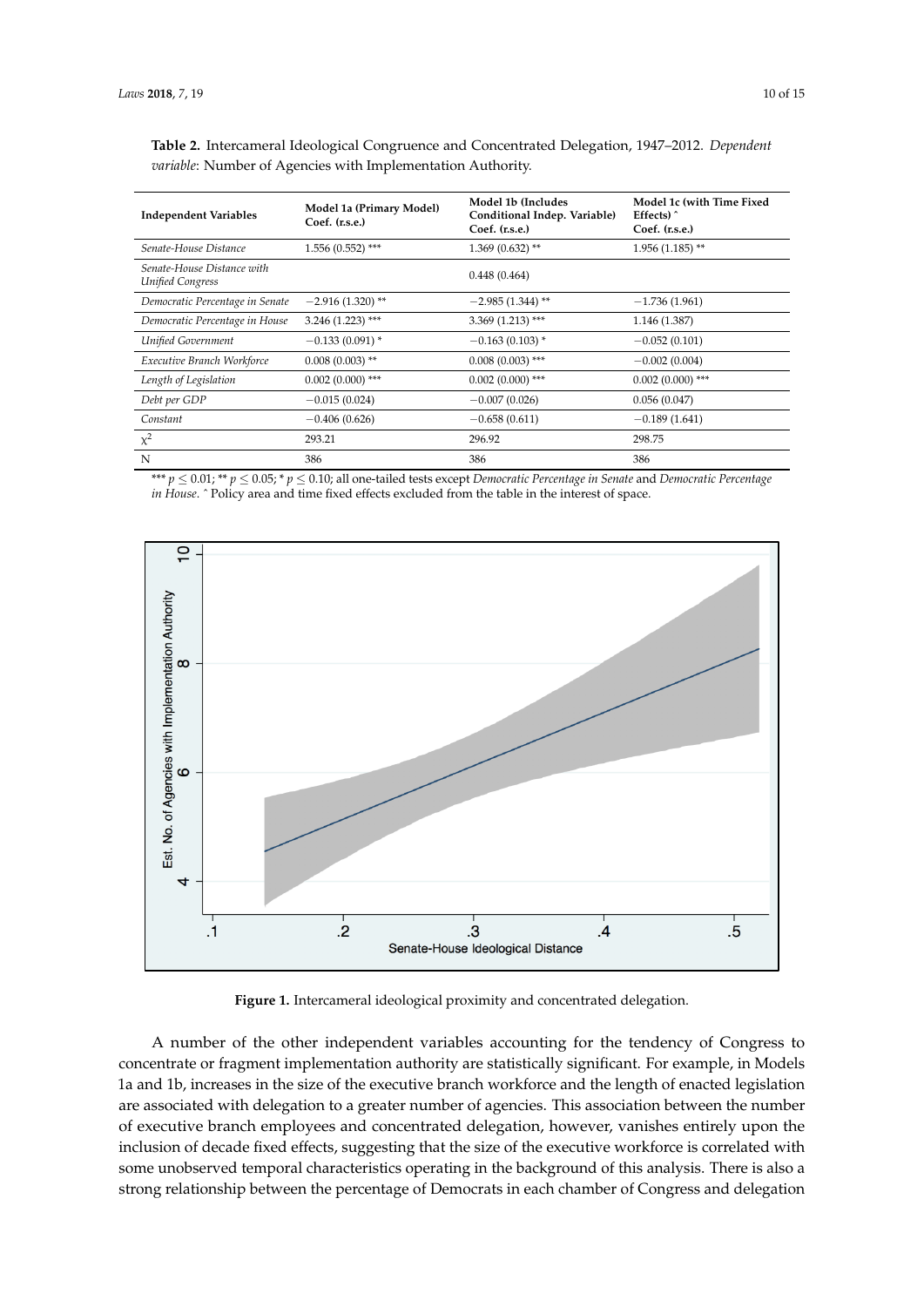**Table 2.** Intercameral Ideological Congruence and Concentrated Delegation, 1947–2012. *Dependent variable*: Number of Agencies with Implementation Authority.

| Independent Variables | Model 1a (Primary Model) Coef. (r.s.e.) | Model 1b (Includes Conditional Indep. Variable) Coef. (r.s.e.) | Model 1c (with Time Fixed Effects) ^ Coef. (r.s.e.) |
|---|---|---|---|
| *Senate-House Distance* | 1.556 (0.552) *** | 1.369 (0.632) ** | 1.956 (1.185) ** |
| *Senate-House Distance with Unified Congress* | | 0.448 (0.464) | |
| *Democratic Percentage in Senate* | −2.916 (1.320) ** | −2.985 (1.344) ** | −1.736 (1.961) |
| *Democratic Percentage in House* | 3.246 (1.223) *** | 3.369 (1.213) *** | 1.146 (1.387) |
| *Unified Government* | −0.133 (0.091) * | −0.163 (0.103) * | −0.052 (0.101) |
| *Executive Branch Workforce* | 0.008 (0.003) ** | 0.008 (0.003) *** | −0.002 (0.004) |
| *Length of Legislation* | 0.002 (0.000) *** | 0.002 (0.000) *** | 0.002 (0.000) *** |
| *Debt per GDP* | −0.015 (0.024) | −0.007 (0.026) | 0.056 (0.047) |
| *Constant* | −0.406 (0.626) | −0.658 (0.611) | −0.189 (1.641) |
| $\chi^2$ | 293.21 | 296.92 | 298.75 |
| N | 386 | 386 | 386 |

*** $p \leq 0.01$; ** $p \leq 0.05$; * $p \leq 0.10$; all one-tailed tests except *Democratic Percentage in Senate* and *Democratic Percentage in House*. ^ Policy area and time fixed effects excluded from the table in the interest of space.

**Figure 1.** Intercameral ideological proximity and concentrated delegation.

A number of the other independent variables accounting for the tendency of Congress to concentrate or fragment implementation authority are statistically significant. For example, in Models 1a and 1b, increases in the size of the executive branch workforce and the length of enacted legislation are associated with delegation to a greater number of agencies. This association between the number of executive branch employees and concentrated delegation, however, vanishes entirely upon the inclusion of decade fixed effects, suggesting that the size of the executive workforce is correlated with some unobserved temporal characteristics operating in the background of this analysis. There is also a strong relationship between the percentage of Democrats in each chamber of Congress and delegation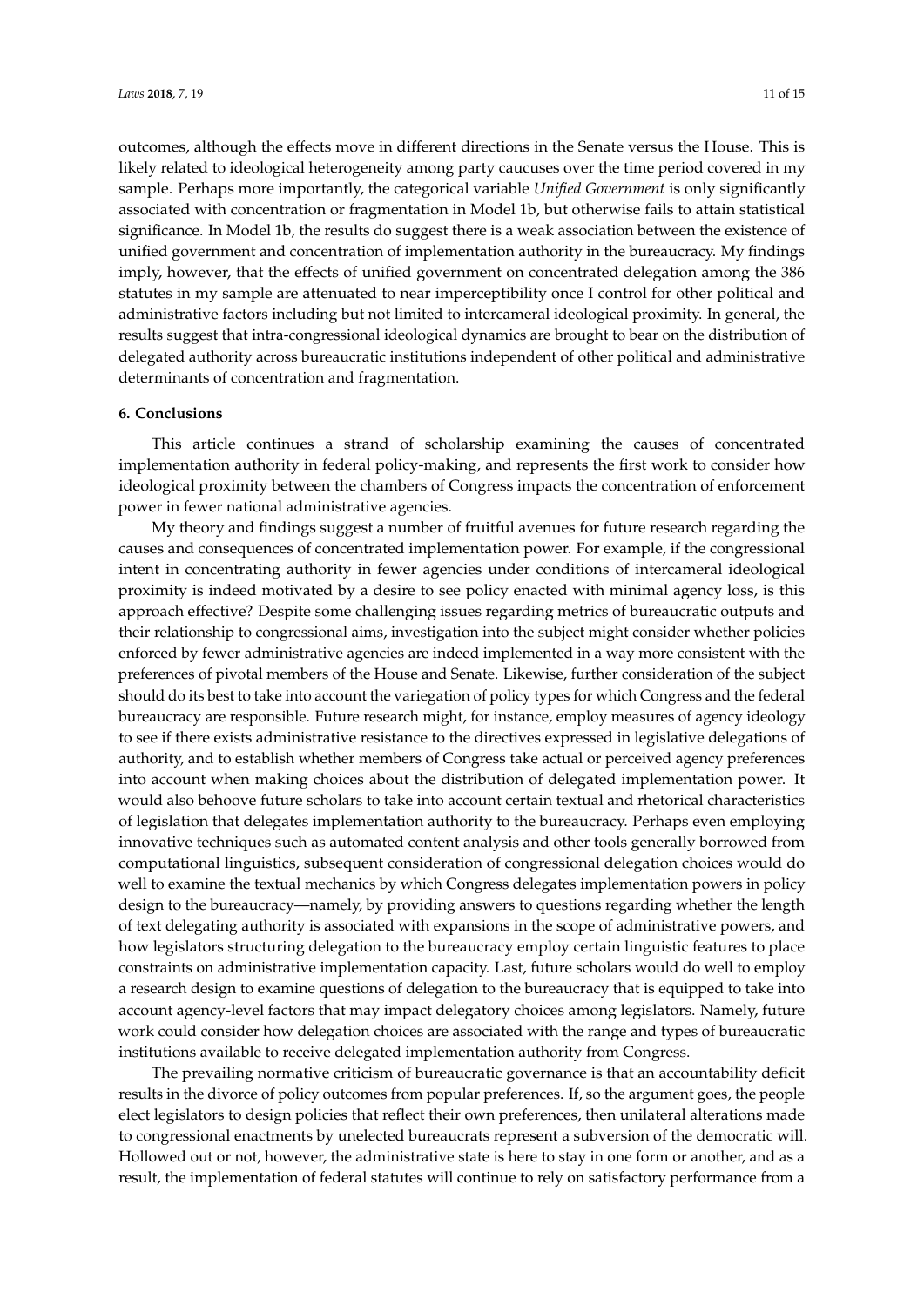outcomes, although the effects move in different directions in the Senate versus the House. This is likely related to ideological heterogeneity among party caucuses over the time period covered in my sample. Perhaps more importantly, the categorical variable *Unified Government* is only significantly associated with concentration or fragmentation in Model 1b, but otherwise fails to attain statistical significance. In Model 1b, the results do suggest there is a weak association between the existence of unified government and concentration of implementation authority in the bureaucracy. My findings imply, however, that the effects of unified government on concentrated delegation among the 386 statutes in my sample are attenuated to near imperceptibility once I control for other political and administrative factors including but not limited to intercameral ideological proximity. In general, the results suggest that intra-congressional ideological dynamics are brought to bear on the distribution of delegated authority across bureaucratic institutions independent of other political and administrative determinants of concentration and fragmentation.

## 6. Conclusions

This article continues a strand of scholarship examining the causes of concentrated implementation authority in federal policy-making, and represents the first work to consider how ideological proximity between the chambers of Congress impacts the concentration of enforcement power in fewer national administrative agencies.

My theory and findings suggest a number of fruitful avenues for future research regarding the causes and consequences of concentrated implementation power. For example, if the congressional intent in concentrating authority in fewer agencies under conditions of intercameral ideological proximity is indeed motivated by a desire to see policy enacted with minimal agency loss, is this approach effective? Despite some challenging issues regarding metrics of bureaucratic outputs and their relationship to congressional aims, investigation into the subject might consider whether policies enforced by fewer administrative agencies are indeed implemented in a way more consistent with the preferences of pivotal members of the House and Senate. Likewise, further consideration of the subject should do its best to take into account the variegation of policy types for which Congress and the federal bureaucracy are responsible. Future research might, for instance, employ measures of agency ideology to see if there exists administrative resistance to the directives expressed in legislative delegations of authority, and to establish whether members of Congress take actual or perceived agency preferences into account when making choices about the distribution of delegated implementation power. It would also behoove future scholars to take into account certain textual and rhetorical characteristics of legislation that delegates implementation authority to the bureaucracy. Perhaps even employing innovative techniques such as automated content analysis and other tools generally borrowed from computational linguistics, subsequent consideration of congressional delegation choices would do well to examine the textual mechanics by which Congress delegates implementation powers in policy design to the bureaucracy—namely, by providing answers to questions regarding whether the length of text delegating authority is associated with expansions in the scope of administrative powers, and how legislators structuring delegation to the bureaucracy employ certain linguistic features to place constraints on administrative implementation capacity. Last, future scholars would do well to employ a research design to examine questions of delegation to the bureaucracy that is equipped to take into account agency-level factors that may impact delegatory choices among legislators. Namely, future work could consider how delegation choices are associated with the range and types of bureaucratic institutions available to receive delegated implementation authority from Congress.

The prevailing normative criticism of bureaucratic governance is that an accountability deficit results in the divorce of policy outcomes from popular preferences. If, so the argument goes, the people elect legislators to design policies that reflect their own preferences, then unilateral alterations made to congressional enactments by unelected bureaucrats represent a subversion of the democratic will. Hollowed out or not, however, the administrative state is here to stay in one form or another, and as a result, the implementation of federal statutes will continue to rely on satisfactory performance from a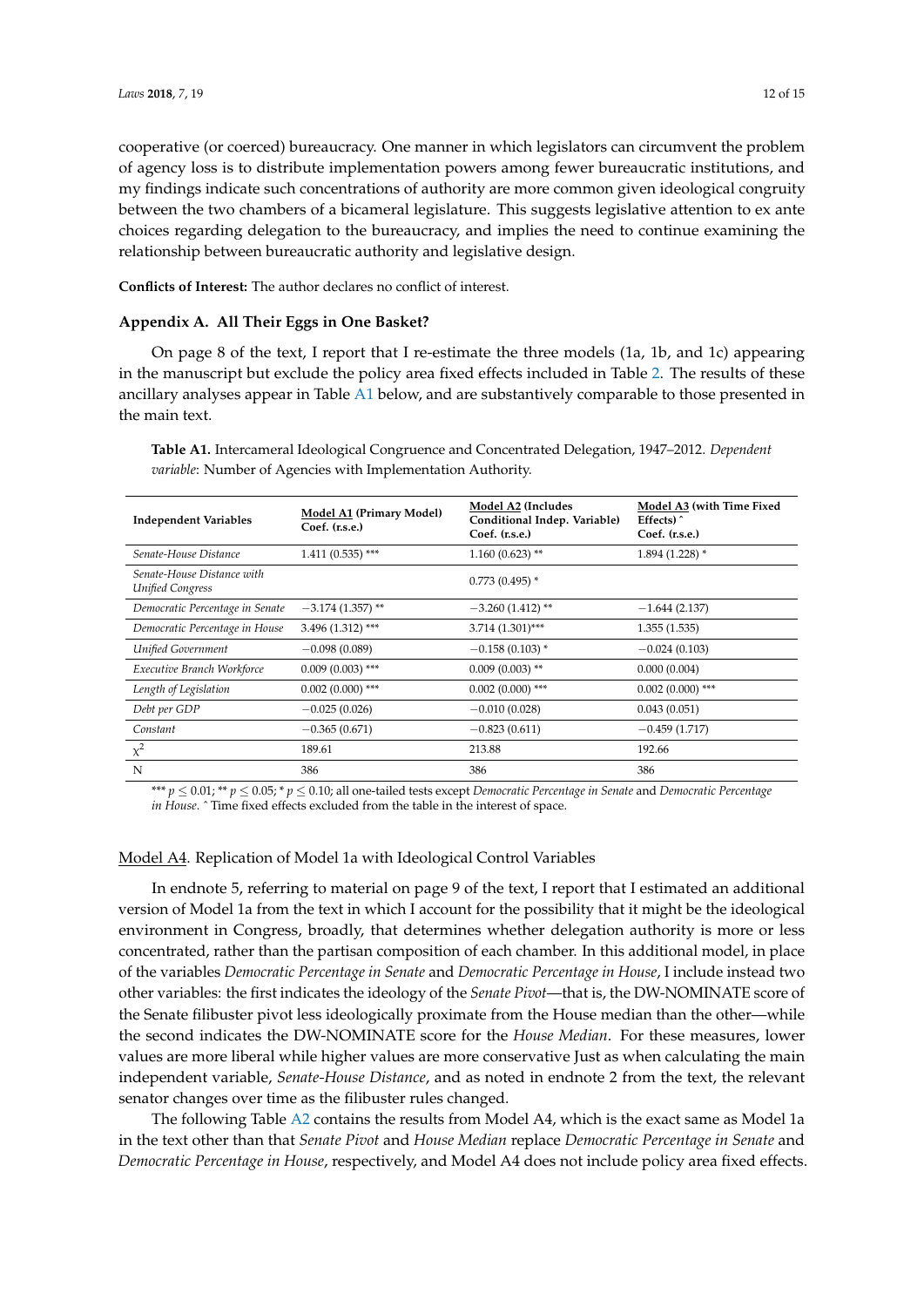cooperative (or coerced) bureaucracy. One manner in which legislators can circumvent the problem of agency loss is to distribute implementation powers among fewer bureaucratic institutions, and my findings indicate such concentrations of authority are more common given ideological congruity between the two chambers of a bicameral legislature. This suggests legislative attention to ex ante choices regarding delegation to the bureaucracy, and implies the need to continue examining the relationship between bureaucratic authority and legislative design.

**Conflicts of Interest:** The author declares no conflict of interest.

## Appendix A. All Their Eggs in One Basket?

On page 8 of the text, I report that I re-estimate the three models (1a, 1b, and 1c) appearing in the manuscript but exclude the policy area fixed effects included in Table 2. The results of these ancillary analyses appear in Table A1 below, and are substantively comparable to those presented in the main text.

**Table A1.** Intercameral Ideological Congruence and Concentrated Delegation, 1947–2012. *Dependent variable*: Number of Agencies with Implementation Authority.

| Independent Variables | Model A1 (Primary Model) Coef. (r.s.e.) | Model A2 (Includes Conditional Indep. Variable) Coef. (r.s.e.) | Model A3 (with Time Fixed Effects) ^ Coef. (r.s.e.) |
|---|---|---|---|
| *Senate-House Distance* | 1.411 (0.535) *** | 1.160 (0.623) ** | 1.894 (1.228) * |
| *Senate-House Distance with Unified Congress* | | 0.773 (0.495) * | |
| *Democratic Percentage in Senate* | −3.174 (1.357) ** | −3.260 (1.412) ** | −1.644 (2.137) |
| *Democratic Percentage in House* | 3.496 (1.312) *** | 3.714 (1.301)*** | 1.355 (1.535) |
| *Unified Government* | −0.098 (0.089) | −0.158 (0.103) * | −0.024 (0.103) |
| *Executive Branch Workforce* | 0.009 (0.003) *** | 0.009 (0.003) ** | 0.000 (0.004) |
| *Length of Legislation* | 0.002 (0.000) *** | 0.002 (0.000) *** | 0.002 (0.000) *** |
| *Debt per GDP* | −0.025 (0.026) | −0.010 (0.028) | 0.043 (0.051) |
| *Constant* | −0.365 (0.671) | −0.823 (0.611) | −0.459 (1.717) |
| $\chi^2$ | 189.61 | 213.88 | 192.66 |
| N | 386 | 386 | 386 |

*** $p \leq 0.01$; ** $p \leq 0.05$; * $p \leq 0.10$; all one-tailed tests except *Democratic Percentage in Senate* and *Democratic Percentage in House*. ^ Time fixed effects excluded from the table in the interest of space.

Model A4. Replication of Model 1a with Ideological Control Variables

In endnote 5, referring to material on page 9 of the text, I report that I estimated an additional version of Model 1a from the text in which I account for the possibility that it might be the ideological environment in Congress, broadly, that determines whether delegation authority is more or less concentrated, rather than the partisan composition of each chamber. In this additional model, in place of the variables *Democratic Percentage in Senate* and *Democratic Percentage in House*, I include instead two other variables: the first indicates the ideology of the *Senate Pivot*—that is, the DW-NOMINATE score of the Senate filibuster pivot less ideologically proximate from the House median than the other—while the second indicates the DW-NOMINATE score for the *House Median*. For these measures, lower values are more liberal while higher values are more conservative Just as when calculating the main independent variable, *Senate-House Distance*, and as noted in endnote 2 from the text, the relevant senator changes over time as the filibuster rules changed.

The following Table A2 contains the results from Model A4, which is the exact same as Model 1a in the text other than that *Senate Pivot* and *House Median* replace *Democratic Percentage in Senate* and *Democratic Percentage in House*, respectively, and Model A4 does not include policy area fixed effects.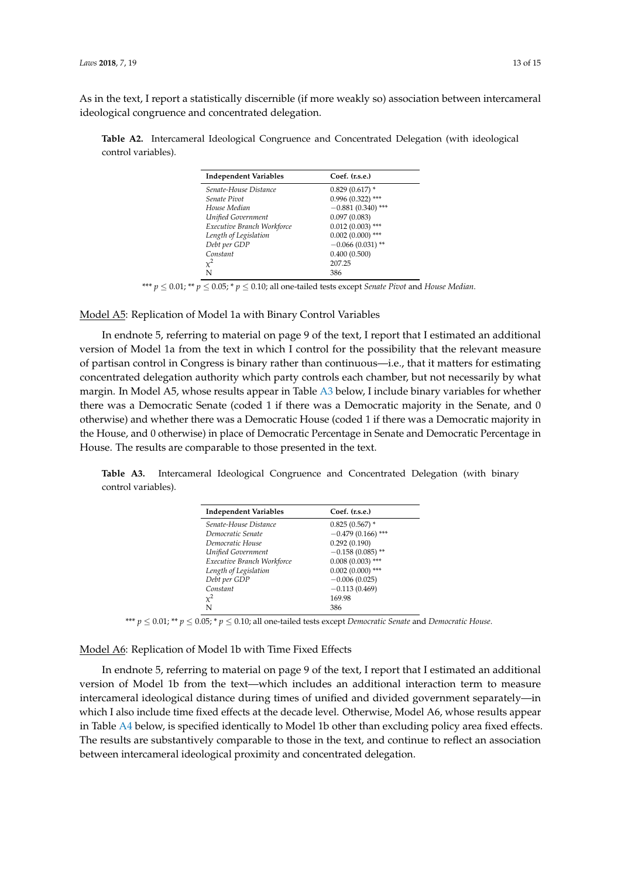As in the text, I report a statistically discernible (if more weakly so) association between intercameral ideological congruence and concentrated delegation.

**Table A2.** Intercameral Ideological Congruence and Concentrated Delegation (with ideological control variables).

| Independent Variables | Coef. (r.s.e.) |
| --- | --- |
| *Senate-House Distance* | 0.829 (0.617) * |
| *Senate Pivot* | 0.996 (0.322) *** |
| *House Median* | −0.881 (0.340) *** |
| *Unified Government* | 0.097 (0.083) |
| *Executive Branch Workforce* | 0.012 (0.003) *** |
| *Length of Legislation* | 0.002 (0.000) *** |
| *Debt per GDP* | −0.066 (0.031) ** |
| *Constant* | 0.400 (0.500) |
| $\chi^2$ | 207.25 |
| N | 386 |

*** $p \leq 0.01$; ** $p \leq 0.05$; * $p \leq 0.10$; all one-tailed tests except *Senate Pivot* and *House Median*.

Model A5: Replication of Model 1a with Binary Control Variables

In endnote 5, referring to material on page 9 of the text, I report that I estimated an additional version of Model 1a from the text in which I control for the possibility that the relevant measure of partisan control in Congress is binary rather than continuous—i.e., that it matters for estimating concentrated delegation authority which party controls each chamber, but not necessarily by what margin. In Model A5, whose results appear in Table A3 below, I include binary variables for whether there was a Democratic Senate (coded 1 if there was a Democratic majority in the Senate, and 0 otherwise) and whether there was a Democratic House (coded 1 if there was a Democratic majority in the House, and 0 otherwise) in place of Democratic Percentage in Senate and Democratic Percentage in House. The results are comparable to those presented in the text.

**Table A3.** Intercameral Ideological Congruence and Concentrated Delegation (with binary control variables).

| Independent Variables | Coef. (r.s.e.) |
| --- | --- |
| *Senate-House Distance* | 0.825 (0.567) * |
| *Democratic Senate* | −0.479 (0.166) *** |
| *Democratic House* | 0.292 (0.190) |
| *Unified Government* | −0.158 (0.085) ** |
| *Executive Branch Workforce* | 0.008 (0.003) *** |
| *Length of Legislation* | 0.002 (0.000) *** |
| *Debt per GDP* | −0.006 (0.025) |
| *Constant* | −0.113 (0.469) |
| $\chi^2$ | 169.98 |
| N | 386 |

*** $p \leq 0.01$; ** $p \leq 0.05$; * $p \leq 0.10$; all one-tailed tests except *Democratic Senate* and *Democratic House*.

Model A6: Replication of Model 1b with Time Fixed Effects

In endnote 5, referring to material on page 9 of the text, I report that I estimated an additional version of Model 1b from the text—which includes an additional interaction term to measure intercameral ideological distance during times of unified and divided government separately—in which I also include time fixed effects at the decade level. Otherwise, Model A6, whose results appear in Table A4 below, is specified identically to Model 1b other than excluding policy area fixed effects. The results are substantively comparable to those in the text, and continue to reflect an association between intercameral ideological proximity and concentrated delegation.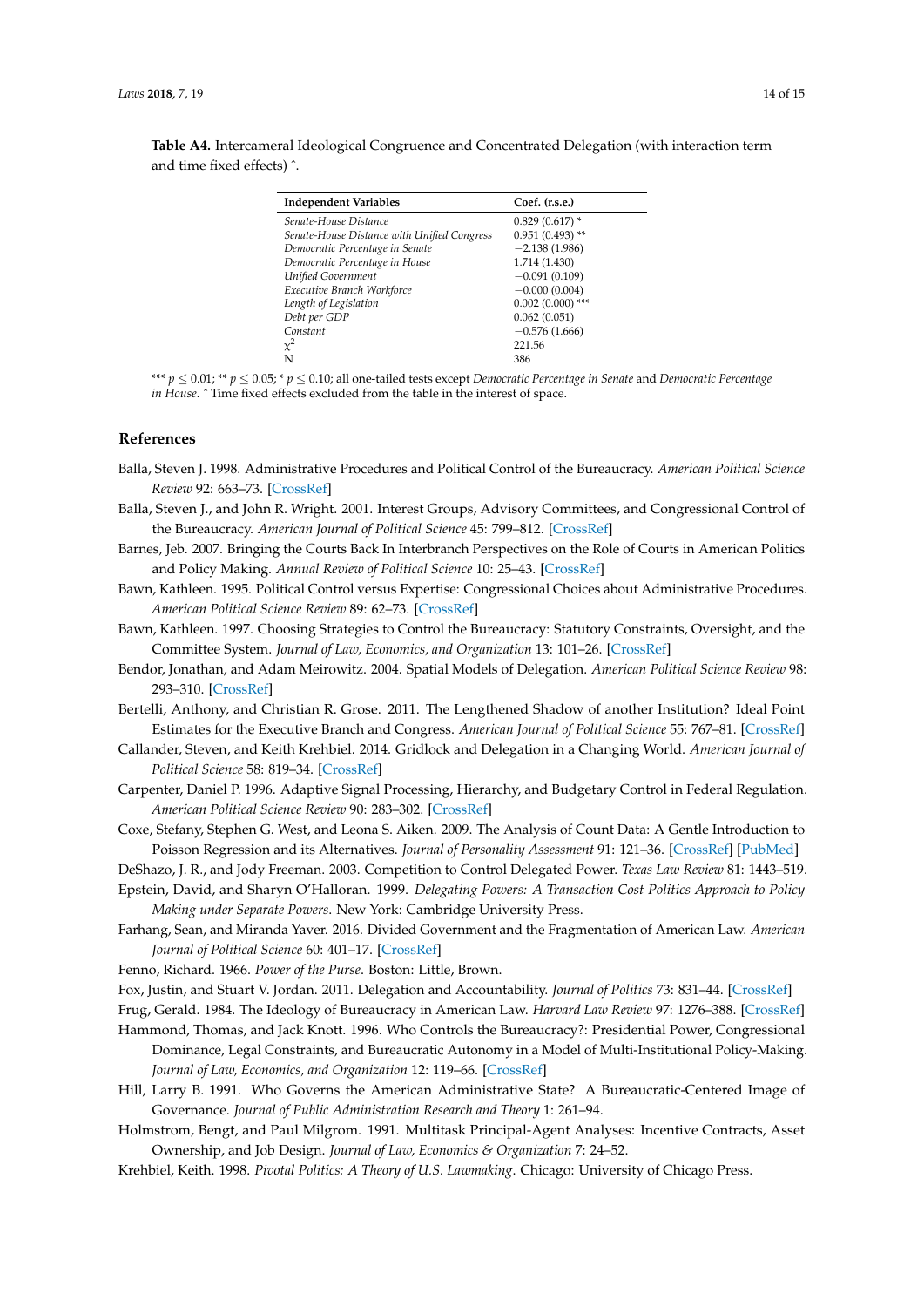**Table A4.** Intercameral Ideological Congruence and Concentrated Delegation (with interaction term and time fixed effects) ^.

| Independent Variables | Coef. (r.s.e.) |
|---|---|
| *Senate-House Distance* | 0.829 (0.617) * |
| *Senate-House Distance with Unified Congress* | 0.951 (0.493) ** |
| *Democratic Percentage in Senate* | −2.138 (1.986) |
| *Democratic Percentage in House* | 1.714 (1.430) |
| *Unified Government* | −0.091 (0.109) |
| *Executive Branch Workforce* | −0.000 (0.004) |
| *Length of Legislation* | 0.002 (0.000) *** |
| *Debt per GDP* | 0.062 (0.051) |
| *Constant* | −0.576 (1.666) |
| $\chi^2$ | 221.56 |
| N | 386 |

*** $p \leq 0.01$; ** $p \leq 0.05$; * $p \leq 0.10$; all one-tailed tests except *Democratic Percentage in Senate* and *Democratic Percentage in House*. ^ Time fixed effects excluded from the table in the interest of space.

## References

Balla, Steven J. 1998. Administrative Procedures and Political Control of the Bureaucracy. *American Political Science Review* 92: 663–73. [CrossRef]

Balla, Steven J., and John R. Wright. 2001. Interest Groups, Advisory Committees, and Congressional Control of the Bureaucracy. *American Journal of Political Science* 45: 799–812. [CrossRef]

Barnes, Jeb. 2007. Bringing the Courts Back In Interbranch Perspectives on the Role of Courts in American Politics and Policy Making. *Annual Review of Political Science* 10: 25–43. [CrossRef]

Bawn, Kathleen. 1995. Political Control versus Expertise: Congressional Choices about Administrative Procedures. *American Political Science Review* 89: 62–73. [CrossRef]

Bawn, Kathleen. 1997. Choosing Strategies to Control the Bureaucracy: Statutory Constraints, Oversight, and the Committee System. *Journal of Law, Economics, and Organization* 13: 101–26. [CrossRef]

Bendor, Jonathan, and Adam Meirowitz. 2004. Spatial Models of Delegation. *American Political Science Review* 98: 293–310. [CrossRef]

Bertelli, Anthony, and Christian R. Grose. 2011. The Lengthened Shadow of another Institution? Ideal Point Estimates for the Executive Branch and Congress. *American Journal of Political Science* 55: 767–81. [CrossRef]

Callander, Steven, and Keith Krehbiel. 2014. Gridlock and Delegation in a Changing World. *American Journal of Political Science* 58: 819–34. [CrossRef]

Carpenter, Daniel P. 1996. Adaptive Signal Processing, Hierarchy, and Budgetary Control in Federal Regulation. *American Political Science Review* 90: 283–302. [CrossRef]

Coxe, Stefany, Stephen G. West, and Leona S. Aiken. 2009. The Analysis of Count Data: A Gentle Introduction to Poisson Regression and its Alternatives. *Journal of Personality Assessment* 91: 121–36. [CrossRef] [PubMed]

DeShazo, J. R., and Jody Freeman. 2003. Competition to Control Delegated Power. *Texas Law Review* 81: 1443–519.

Epstein, David, and Sharyn O'Halloran. 1999. *Delegating Powers: A Transaction Cost Politics Approach to Policy Making under Separate Powers*. New York: Cambridge University Press.

Farhang, Sean, and Miranda Yaver. 2016. Divided Government and the Fragmentation of American Law. *American Journal of Political Science* 60: 401–17. [CrossRef]

Fenno, Richard. 1966. *Power of the Purse*. Boston: Little, Brown.

Fox, Justin, and Stuart V. Jordan. 2011. Delegation and Accountability. *Journal of Politics* 73: 831–44. [CrossRef]

Frug, Gerald. 1984. The Ideology of Bureaucracy in American Law. *Harvard Law Review* 97: 1276–388. [CrossRef]

Hammond, Thomas, and Jack Knott. 1996. Who Controls the Bureaucracy?: Presidential Power, Congressional Dominance, Legal Constraints, and Bureaucratic Autonomy in a Model of Multi-Institutional Policy-Making. *Journal of Law, Economics, and Organization* 12: 119–66. [CrossRef]

Hill, Larry B. 1991. Who Governs the American Administrative State? A Bureaucratic-Centered Image of Governance. *Journal of Public Administration Research and Theory* 1: 261–94.

Holmstrom, Bengt, and Paul Milgrom. 1991. Multitask Principal-Agent Analyses: Incentive Contracts, Asset Ownership, and Job Design. *Journal of Law, Economics & Organization* 7: 24–52.

Krehbiel, Keith. 1998. *Pivotal Politics: A Theory of U.S. Lawmaking*. Chicago: University of Chicago Press.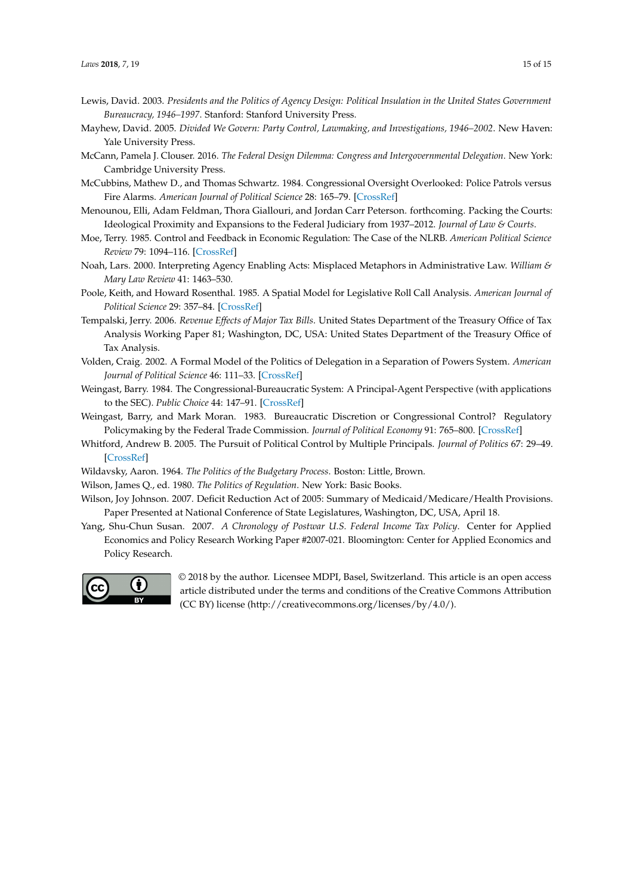Lewis, David. 2003. *Presidents and the Politics of Agency Design: Political Insulation in the United States Government Bureaucracy, 1946–1997*. Stanford: Stanford University Press.

Mayhew, David. 2005. *Divided We Govern: Party Control, Lawmaking, and Investigations, 1946–2002*. New Haven: Yale University Press.

McCann, Pamela J. Clouser. 2016. *The Federal Design Dilemma: Congress and Intergovernmental Delegation*. New York: Cambridge University Press.

McCubbins, Mathew D., and Thomas Schwartz. 1984. Congressional Oversight Overlooked: Police Patrols versus Fire Alarms. *American Journal of Political Science* 28: 165–79. [CrossRef]

Menounou, Elli, Adam Feldman, Thora Giallouri, and Jordan Carr Peterson. forthcoming. Packing the Courts: Ideological Proximity and Expansions to the Federal Judiciary from 1937–2012. *Journal of Law & Courts*.

Moe, Terry. 1985. Control and Feedback in Economic Regulation: The Case of the NLRB. *American Political Science Review* 79: 1094–116. [CrossRef]

Noah, Lars. 2000. Interpreting Agency Enabling Acts: Misplaced Metaphors in Administrative Law. *William & Mary Law Review* 41: 1463–530.

Poole, Keith, and Howard Rosenthal. 1985. A Spatial Model for Legislative Roll Call Analysis. *American Journal of Political Science* 29: 357–84. [CrossRef]

Tempalski, Jerry. 2006. *Revenue Effects of Major Tax Bills*. United States Department of the Treasury Office of Tax Analysis Working Paper 81; Washington, DC, USA: United States Department of the Treasury Office of Tax Analysis.

Volden, Craig. 2002. A Formal Model of the Politics of Delegation in a Separation of Powers System. *American Journal of Political Science* 46: 111–33. [CrossRef]

Weingast, Barry. 1984. The Congressional-Bureaucratic System: A Principal-Agent Perspective (with applications to the SEC). *Public Choice* 44: 147–91. [CrossRef]

Weingast, Barry, and Mark Moran. 1983. Bureaucratic Discretion or Congressional Control? Regulatory Policymaking by the Federal Trade Commission. *Journal of Political Economy* 91: 765–800. [CrossRef]

Whitford, Andrew B. 2005. The Pursuit of Political Control by Multiple Principals. *Journal of Politics* 67: 29–49. [CrossRef]

Wildavsky, Aaron. 1964. *The Politics of the Budgetary Process*. Boston: Little, Brown.

Wilson, James Q., ed. 1980. *The Politics of Regulation*. New York: Basic Books.

Wilson, Joy Johnson. 2007. Deficit Reduction Act of 2005: Summary of Medicaid/Medicare/Health Provisions. Paper Presented at National Conference of State Legislatures, Washington, DC, USA, April 18.

Yang, Shu-Chun Susan. 2007. *A Chronology of Postwar U.S. Federal Income Tax Policy*. Center for Applied Economics and Policy Research Working Paper #2007-021. Bloomington: Center for Applied Economics and Policy Research.

© 2018 by the author. Licensee MDPI, Basel, Switzerland. This article is an open access article distributed under the terms and conditions of the Creative Commons Attribution (CC BY) license (http://creativecommons.org/licenses/by/4.0/).